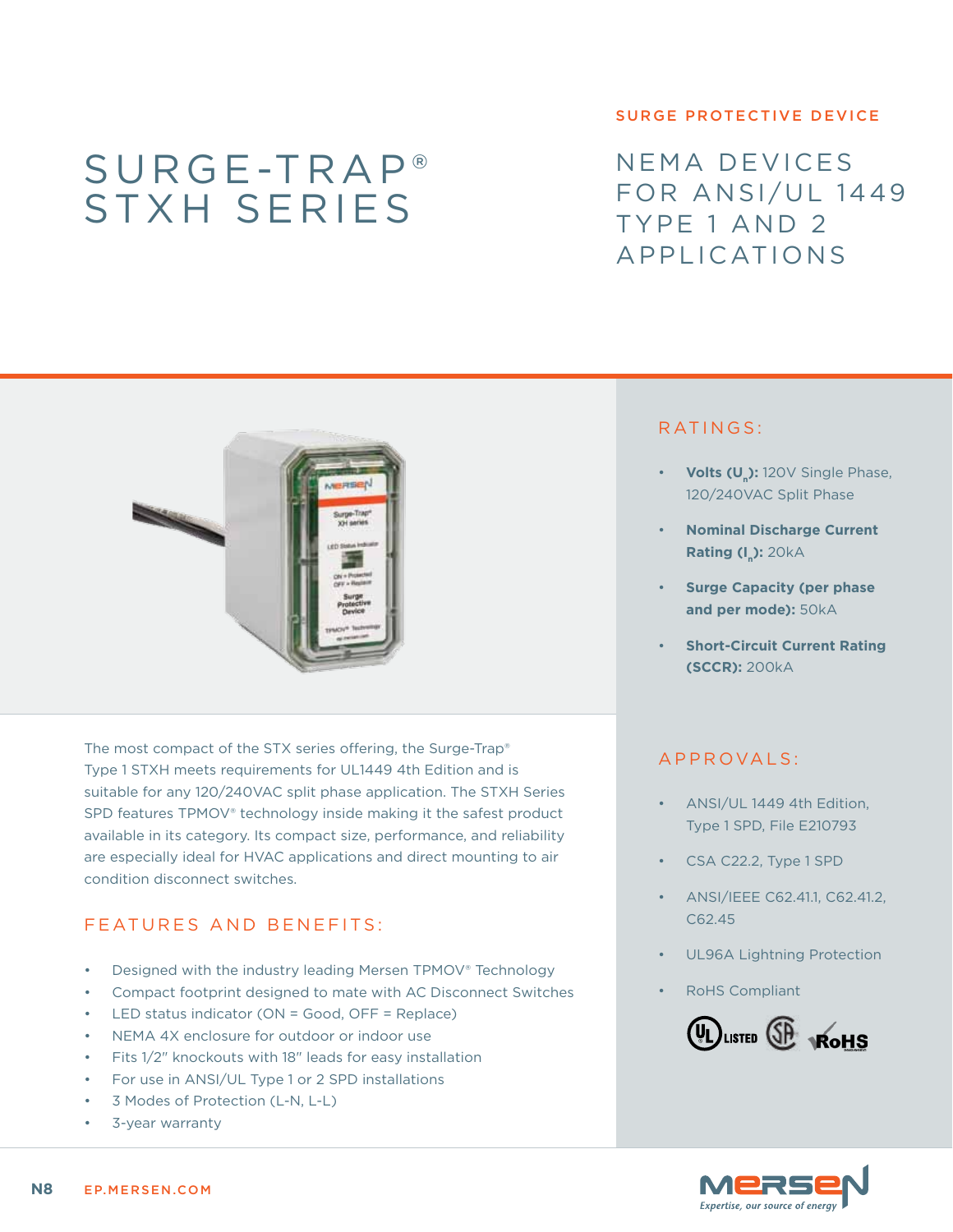# SURGE-TRAP® STXH SERIES

SURGE PROTECTIVE DEVICE

## NEMA DEVICES FOR ANSI/UL 1449 TYPE 1 AND 2 APPLICATIONS

The most compact of the STX series offering, the Surge-Trap® Type 1 STXH meets requirements for UL1449 4th Edition and is suitable for any 120/240VAC split phase application. The STXH Series SPD features TPMOV® technology inside making it the safest product available in its category. Its compact size, performance, and reliability are especially ideal for HVAC applications and direct mounting to air condition disconnect switches.

### FEATURES AND BENEFITS:

- Designed with the industry leading Mersen TPMOV® Technology
- Compact footprint designed to mate with AC Disconnect Switches
- LED status indicator (ON = Good, OFF = Replace)
- NEMA 4X enclosure for outdoor or indoor use
- Fits 1/2" knockouts with 18" leads for easy installation
- For use in ANSI/UL Type 1 or 2 SPD installations
- 3 Modes of Protection (L-N, L-L)
- 3-year warranty

### RATINGS:

- **Volts ($U_n$):** 120V Single Phase, 120/240VAC Split Phase
- **Nominal Discharge Current Rating ($I_n$):** 20kA
- **Surge Capacity (per phase and per mode):** 50kA
- **Short-Circuit Current Rating (SCCR):** 200kA

### APPROVALS:

- ANSI/UL 1449 4th Edition, Type 1 SPD, File E210793
- CSA C22.2, Type 1 SPD
- ANSI/IEEE C62.41.1, C62.41.2, C62.45
- UL96A Lightning Protection
- RoHS Compliant

EP.MERSEN.COM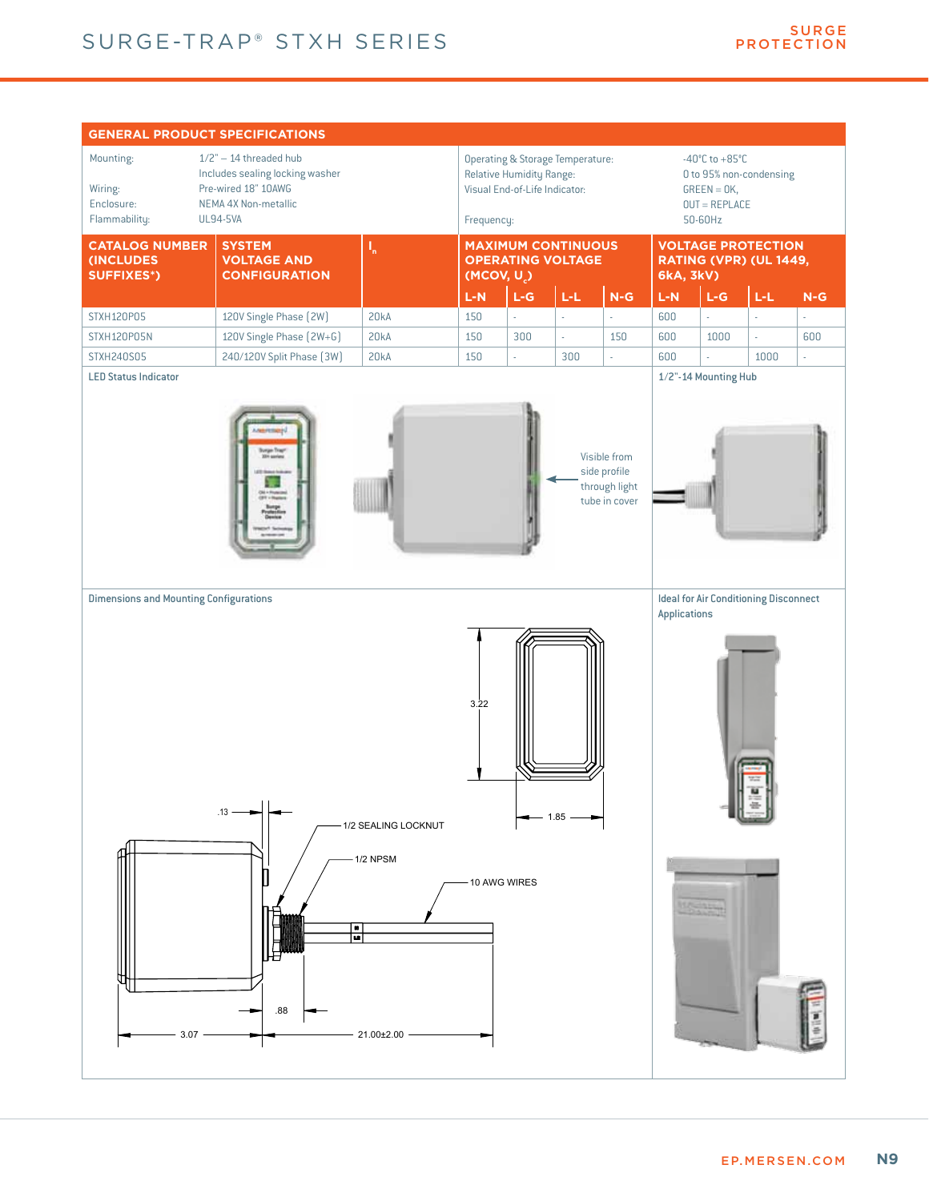# SURGE-TRAP® STXH SERIES

## GENERAL PRODUCT SPECIFICATIONS

| | | | |
|---|---|---|---|
| Mounting: | 1/2" – 14 threaded hub<br>Includes sealing locking washer | Operating & Storage Temperature: | -40°C to +85°C |
| Wiring: | Pre-wired 18" 10AWG | Relative Humidity Range: | 0 to 95% non-condensing |
| Enclosure: | NEMA 4X Non-metallic | Visual End-of-Life Indicator: | GREEN = OK,<br>OUT = REPLACE |
| Flammability: | UL94-5VA | Frequency: | 50-60Hz |

| CATALOG NUMBER (INCLUDES SUFFIXES*) | SYSTEM VOLTAGE AND CONFIGURATION | $I_n$ | MAXIMUM CONTINUOUS OPERATING VOLTAGE (MCOV, $U_c$) | | | | VOLTAGE PROTECTION RATING (VPR) (UL 1449, 6kA, 3kV) | | | |
|---|---|---|---|---|---|---|---|---|---|---|
| | | | L-N | L-G | L-L | N-G | L-N | L-G | L-L | N-G |
| STXH120P05 | 120V Single Phase (2W) | 20kA | 150 | - | - | - | 600 | - | - | - |
| STXH120P05N | 120V Single Phase (2W+G) | 20kA | 150 | 300 | - | 150 | 600 | 1000 | - | 600 |
| STXH240S05 | 240/120V Split Phase (3W) | 20kA | 150 | - | 300 | - | 600 | - | 1000 | - |

LED Status Indicator

Visible from side profile through light tube in cover

1/2"-14 Mounting Hub

Dimensions and Mounting Configurations

3.22

1.85

.13

1/2 SEALING LOCKNUT

1/2 NPSM

10 AWG WIRES

.88

3.07

21.00±2.00

Ideal for Air Conditioning Disconnect Applications